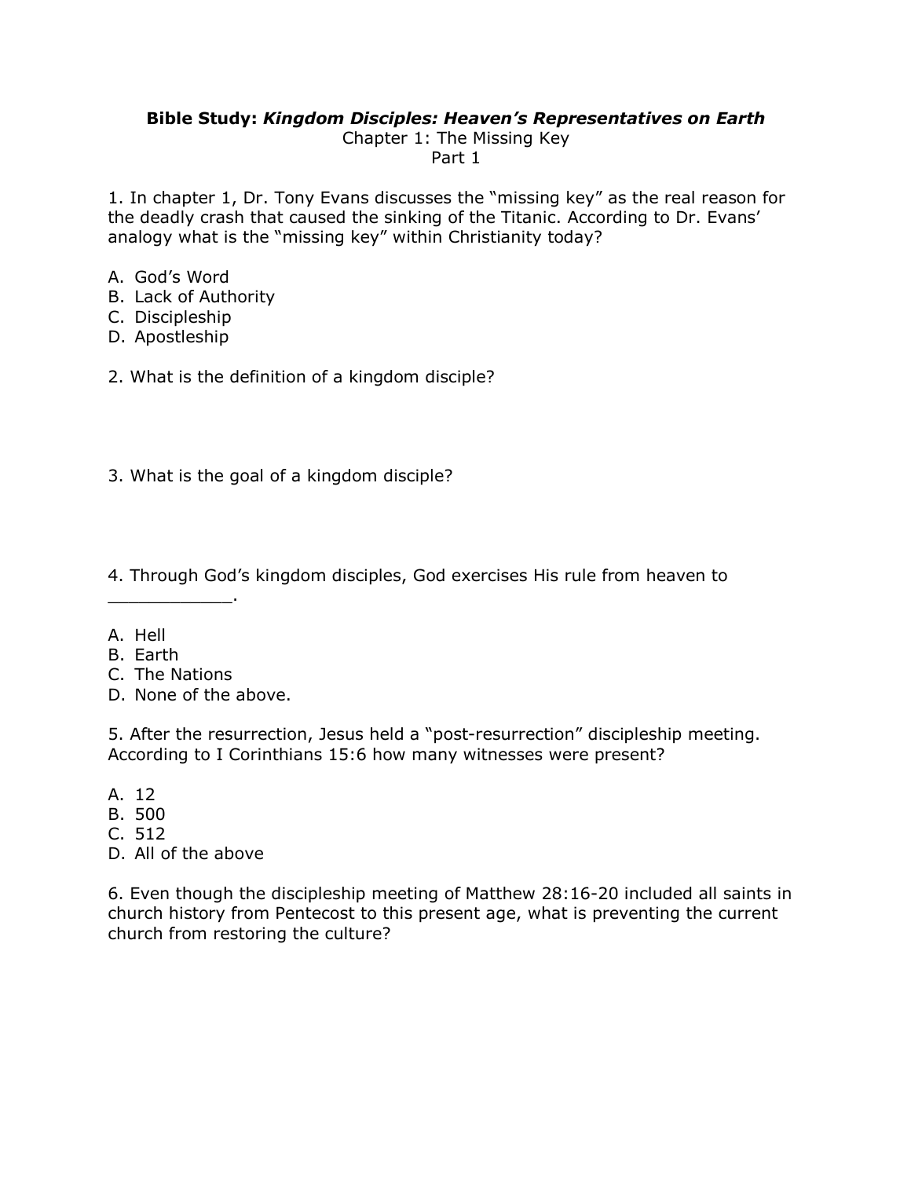**Bible Study:** ***Kingdom Disciples: Heaven's Representatives on Earth***

Chapter 1: The Missing Key

Part 1

1. In chapter 1, Dr. Tony Evans discusses the "missing key" as the real reason for the deadly crash that caused the sinking of the Titanic. According to Dr. Evans' analogy what is the "missing key" within Christianity today?

A. God's Word
B. Lack of Authority
C. Discipleship
D. Apostleship

2. What is the definition of a kingdom disciple?

3. What is the goal of a kingdom disciple?

4. Through God's kingdom disciples, God exercises His rule from heaven to ___________.

A. Hell
B. Earth
C. The Nations
D. None of the above.

5. After the resurrection, Jesus held a "post-resurrection" discipleship meeting. According to I Corinthians 15:6 how many witnesses were present?

A. 12
B. 500
C. 512
D. All of the above

6. Even though the discipleship meeting of Matthew 28:16-20 included all saints in church history from Pentecost to this present age, what is preventing the current church from restoring the culture?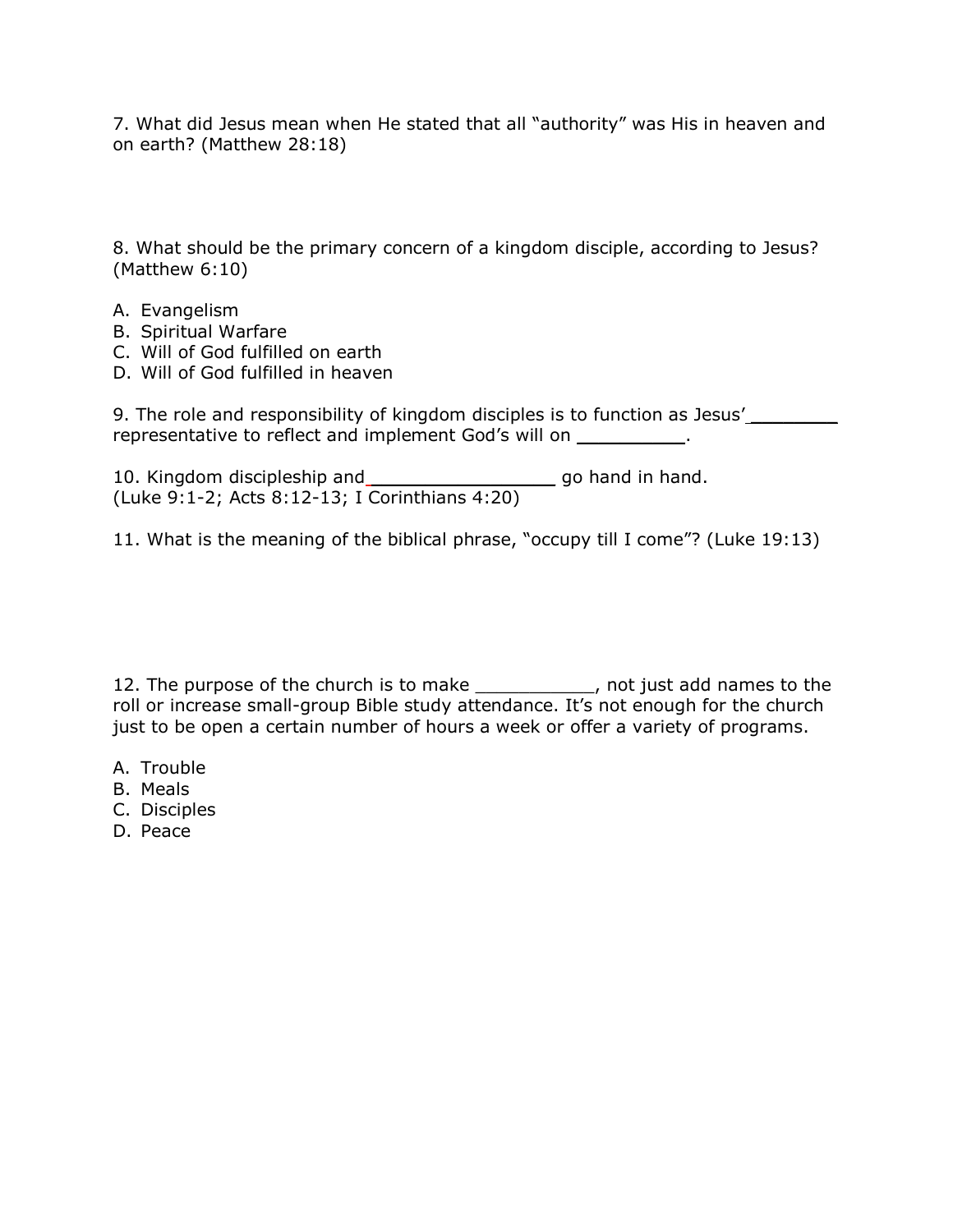7. What did Jesus mean when He stated that all "authority" was His in heaven and on earth? (Matthew 28:18)

8. What should be the primary concern of a kingdom disciple, according to Jesus? (Matthew 6:10)

A. Evangelism
B. Spiritual Warfare
C. Will of God fulfilled on earth
D. Will of God fulfilled in heaven

9. The role and responsibility of kingdom disciples is to function as Jesus' ________ representative to reflect and implement God's will on __________.

10. Kingdom discipleship and _________________ go hand in hand. (Luke 9:1-2; Acts 8:12-13; I Corinthians 4:20)

11. What is the meaning of the biblical phrase, "occupy till I come"? (Luke 19:13)

12. The purpose of the church is to make ___________, not just add names to the roll or increase small-group Bible study attendance. It's not enough for the church just to be open a certain number of hours a week or offer a variety of programs.

A. Trouble
B. Meals
C. Disciples
D. Peace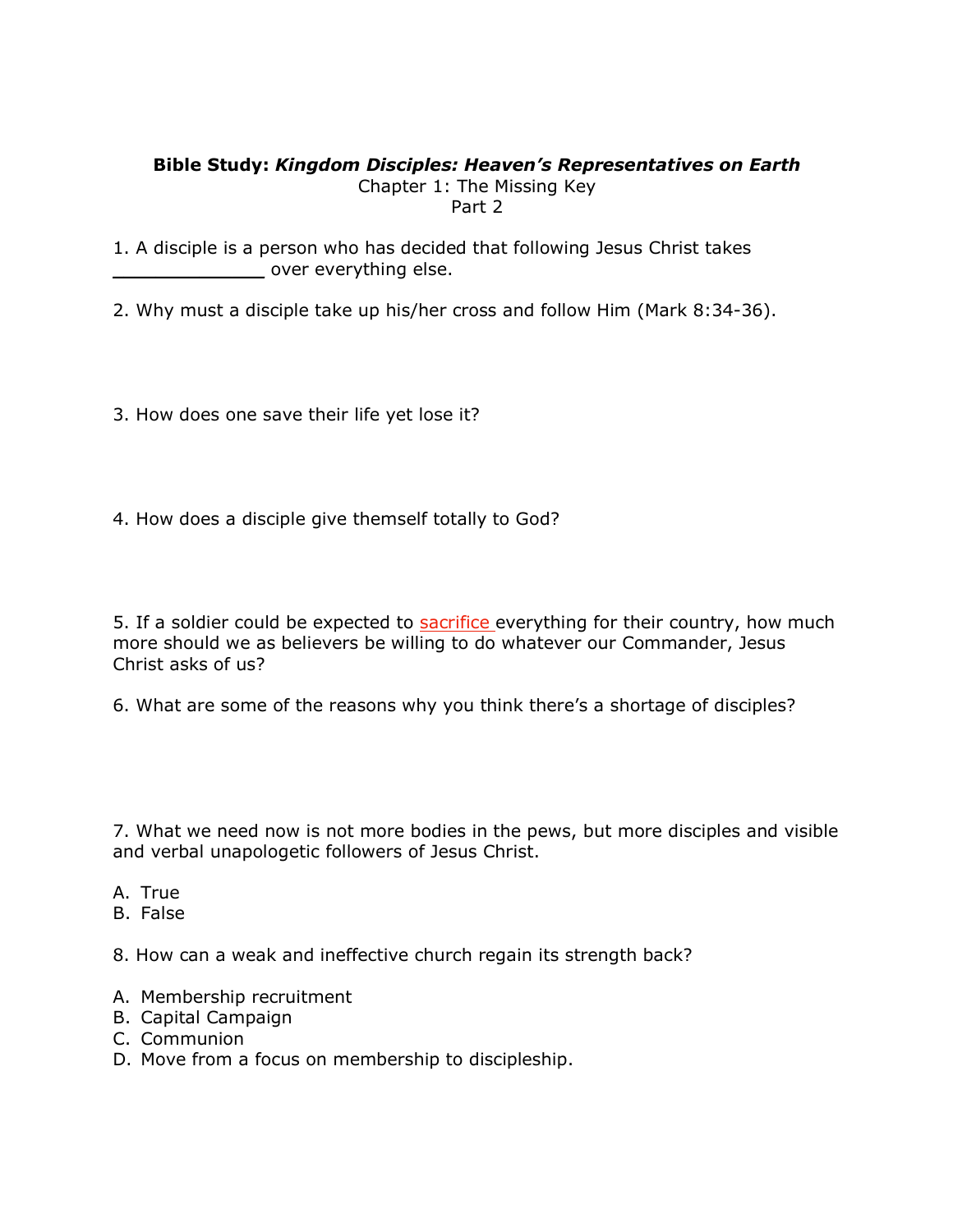**Bible Study:** ***Kingdom Disciples: Heaven's Representatives on Earth***
Chapter 1: The Missing Key
Part 2

1. A disciple is a person who has decided that following Jesus Christ takes ______________ over everything else.

2. Why must a disciple take up his/her cross and follow Him (Mark 8:34-36).

3. How does one save their life yet lose it?

4. How does a disciple give themself totally to God?

5. If a soldier could be expected to sacrifice everything for their country, how much more should we as believers be willing to do whatever our Commander, Jesus Christ asks of us?

6. What are some of the reasons why you think there's a shortage of disciples?

7. What we need now is not more bodies in the pews, but more disciples and visible and verbal unapologetic followers of Jesus Christ.

A. True
B. False

8. How can a weak and ineffective church regain its strength back?

A. Membership recruitment
B. Capital Campaign
C. Communion
D. Move from a focus on membership to discipleship.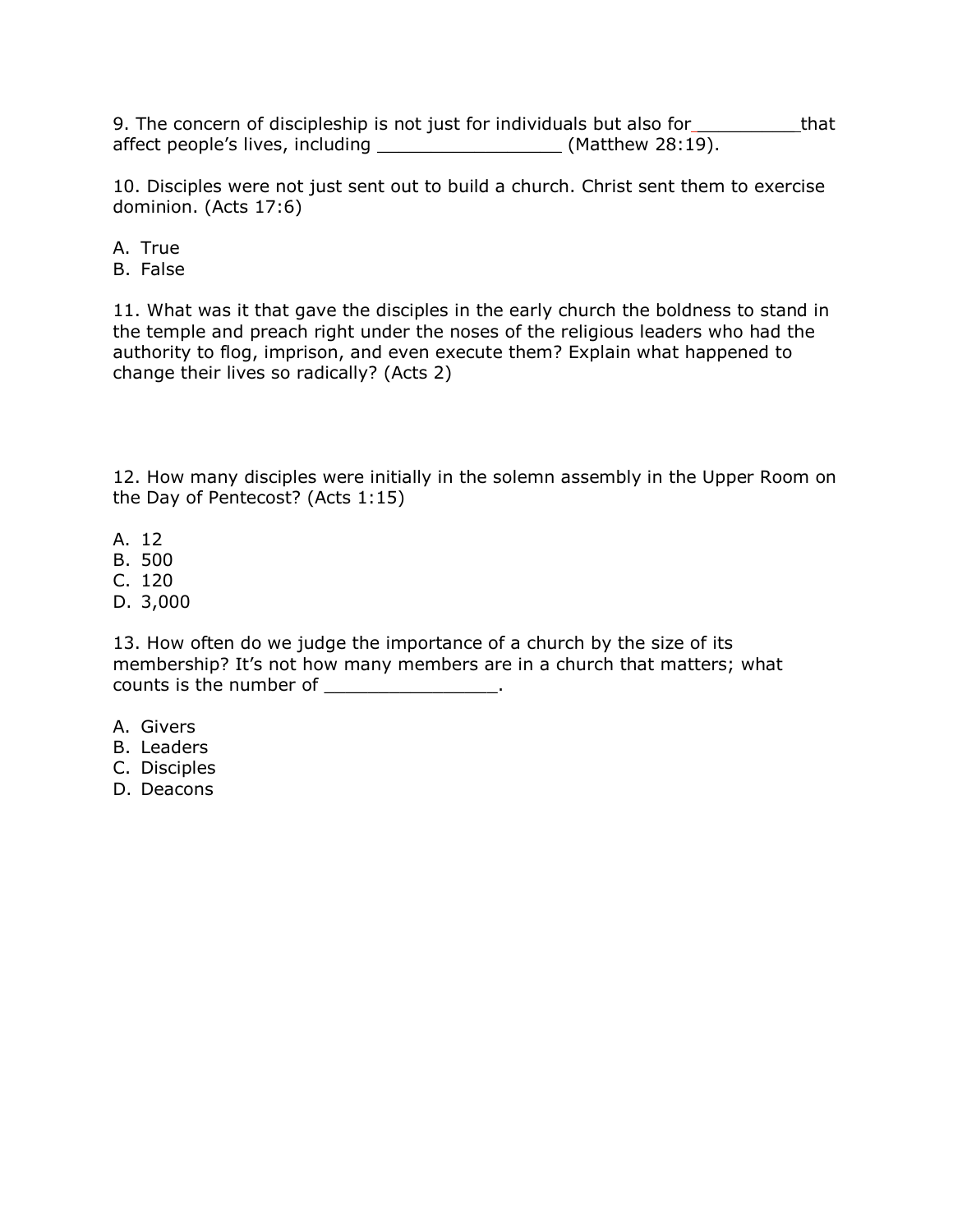9. The concern of discipleship is not just for individuals but also for__________that affect people's lives, including _________________ (Matthew 28:19).

10. Disciples were not just sent out to build a church. Christ sent them to exercise dominion. (Acts 17:6)

A. True
B. False

11. What was it that gave the disciples in the early church the boldness to stand in the temple and preach right under the noses of the religious leaders who had the authority to flog, imprison, and even execute them? Explain what happened to change their lives so radically? (Acts 2)

12. How many disciples were initially in the solemn assembly in the Upper Room on the Day of Pentecost? (Acts 1:15)

A. 12
B. 500
C. 120
D. 3,000

13. How often do we judge the importance of a church by the size of its membership? It's not how many members are in a church that matters; what counts is the number of ________________.

A. Givers
B. Leaders
C. Disciples
D. Deacons